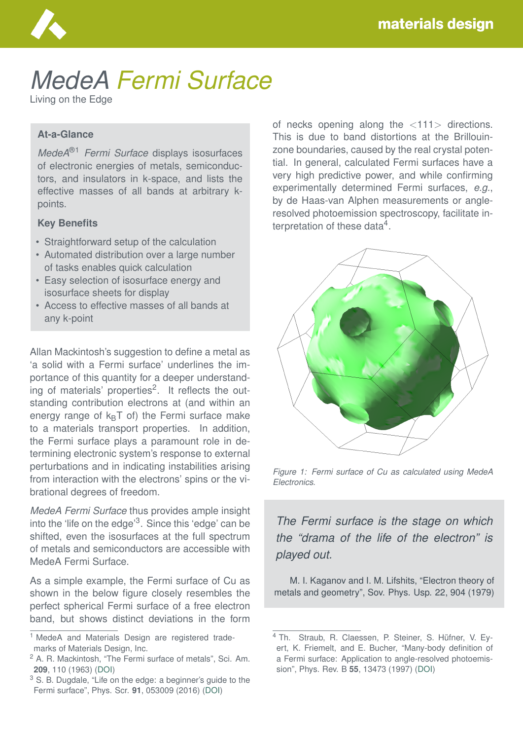# MedeA Fermi Surface

Living on the Edge

### At-a-Glance

*MedeA*[®1] *Fermi Surface* displays isosurfaces of electronic energies of metals, semiconductors, and insulators in k-space, and lists the effective masses of all bands at arbitrary k-points.

### Key Benefits

- Straightforward setup of the calculation
- Automated distribution over a large number of tasks enables quick calculation
- Easy selection of isosurface energy and isosurface sheets for display
- Access to effective masses of all bands at any k-point

Allan Mackintosh's suggestion to define a metal as 'a solid with a Fermi surface' underlines the importance of this quantity for a deeper understanding of materials' properties[2]. It reflects the outstanding contribution electrons at (and within an energy range of $k_BT$ of) the Fermi surface make to a materials transport properties. In addition, the Fermi surface plays a paramount role in determining electronic system's response to external perturbations and in indicating instabilities arising from interaction with the electrons' spins or the vibrational degrees of freedom.

*MedeA Fermi Surface* thus provides ample insight into the 'life on the edge'[3]. Since this 'edge' can be shifted, even the isosurfaces at the full spectrum of metals and semiconductors are accessible with MedeA Fermi Surface.

As a simple example, the Fermi surface of Cu as shown in the below figure closely resembles the perfect spherical Fermi surface of a free electron band, but shows distinct deviations in the form of necks opening along the <111> directions. This is due to band distortions at the Brillouin-zone boundaries, caused by the real crystal potential. In general, calculated Fermi surfaces have a very high predictive power, and while confirming experimentally determined Fermi surfaces, *e.g.*, by de Haas-van Alphen measurements or angle-resolved photoemission spectroscopy, facilitate interpretation of these data[4].

*Figure 1: Fermi surface of Cu as calculated using MedeA Electronics.*

> *The Fermi surface is the stage on which the "drama of the life of the electron" is played out.*
>
> M. I. Kaganov and I. M. Lifshits, "Electron theory of metals and geometry", Sov. Phys. Usp. 22, 904 (1979)

---

[1] MedeA and Materials Design are registered trademarks of Materials Design, Inc.

[2] A. R. Mackintosh, "The Fermi surface of metals", Sci. Am. **209**, 110 (1963) (DOI)

[3] S. B. Dugdale, "Life on the edge: a beginner's guide to the Fermi surface", Phys. Scr. **91**, 053009 (2016) (DOI)

[4] Th. Straub, R. Claessen, P. Steiner, S. Hüfner, V. Eyert, K. Friemelt, and E. Bucher, "Many-body definition of a Fermi surface: Application to angle-resolved photoemission", Phys. Rev. B **55**, 13473 (1997) (DOI)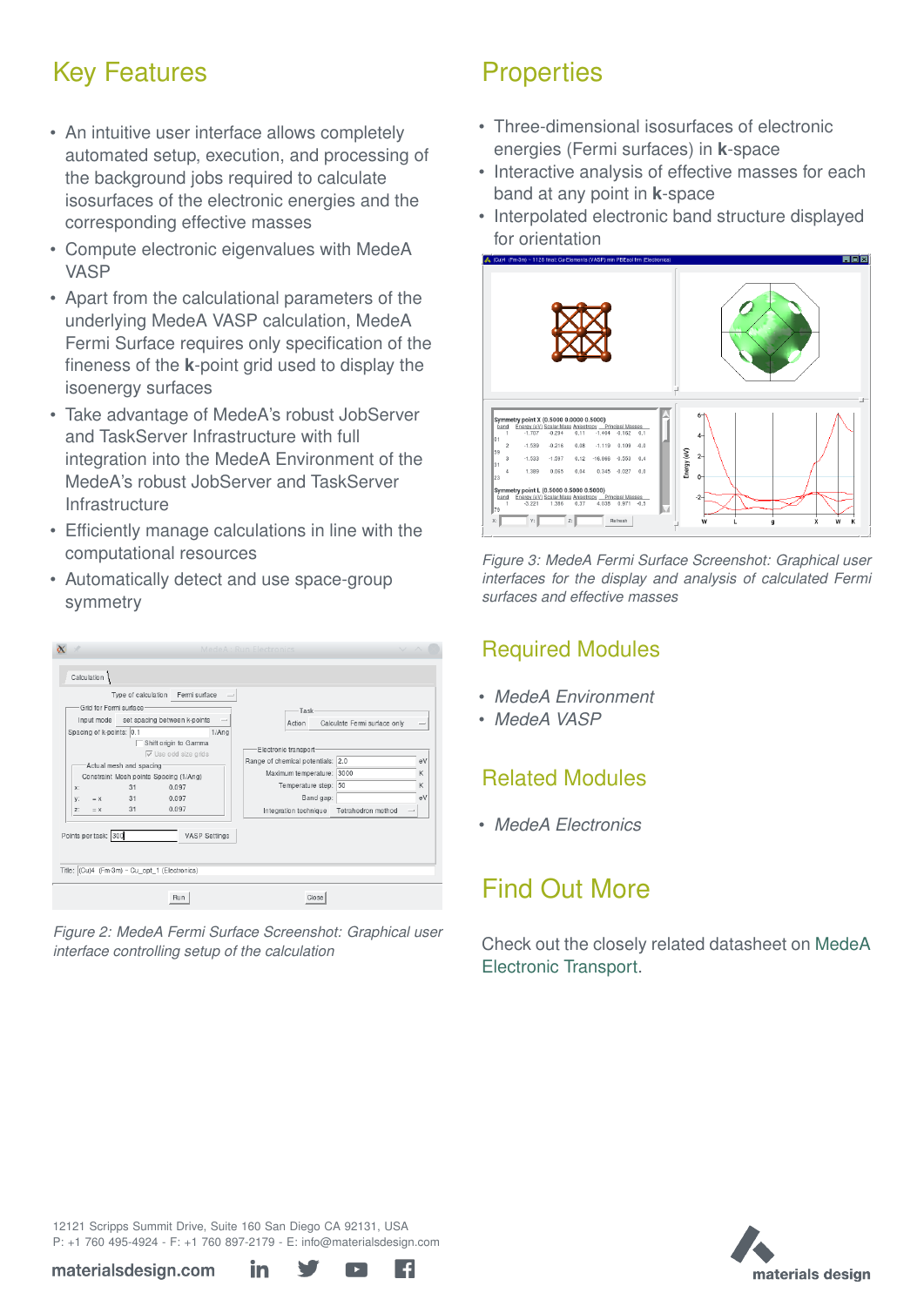## Key Features

- An intuitive user interface allows completely automated setup, execution, and processing of the background jobs required to calculate isosurfaces of the electronic energies and the corresponding effective masses
- Compute electronic eigenvalues with MedeA VASP
- Apart from the calculational parameters of the underlying MedeA VASP calculation, MedeA Fermi Surface requires only specification of the fineness of the **k**-point grid used to display the isoenergy surfaces
- Take advantage of MedeA's robust JobServer and TaskServer Infrastructure with full integration into the MedeA Environment of the MedeA's robust JobServer and TaskServer Infrastructure
- Efficiently manage calculations in line with the computational resources
- Automatically detect and use space-group symmetry

*Figure 2: MedeA Fermi Surface Screenshot: Graphical user interface controlling setup of the calculation*

## Properties

- Three-dimensional isosurfaces of electronic energies (Fermi surfaces) in **k**-space
- Interactive analysis of effective masses for each band at any point in **k**-space
- Interpolated electronic band structure displayed for orientation

*Figure 3: MedeA Fermi Surface Screenshot: Graphical user interfaces for the display and analysis of calculated Fermi surfaces and effective masses*

## Required Modules

- *MedeA Environment*
- *MedeA VASP*

## Related Modules

- *MedeA Electronics*

## Find Out More

Check out the closely related datasheet on MedeA Electronic Transport.

12121 Scripps Summit Drive, Suite 160 San Diego CA 92131, USA
P: +1 760 495-4924 - F: +1 760 897-2179 - E: info@materialsdesign.com

materialsdesign.com

materials design